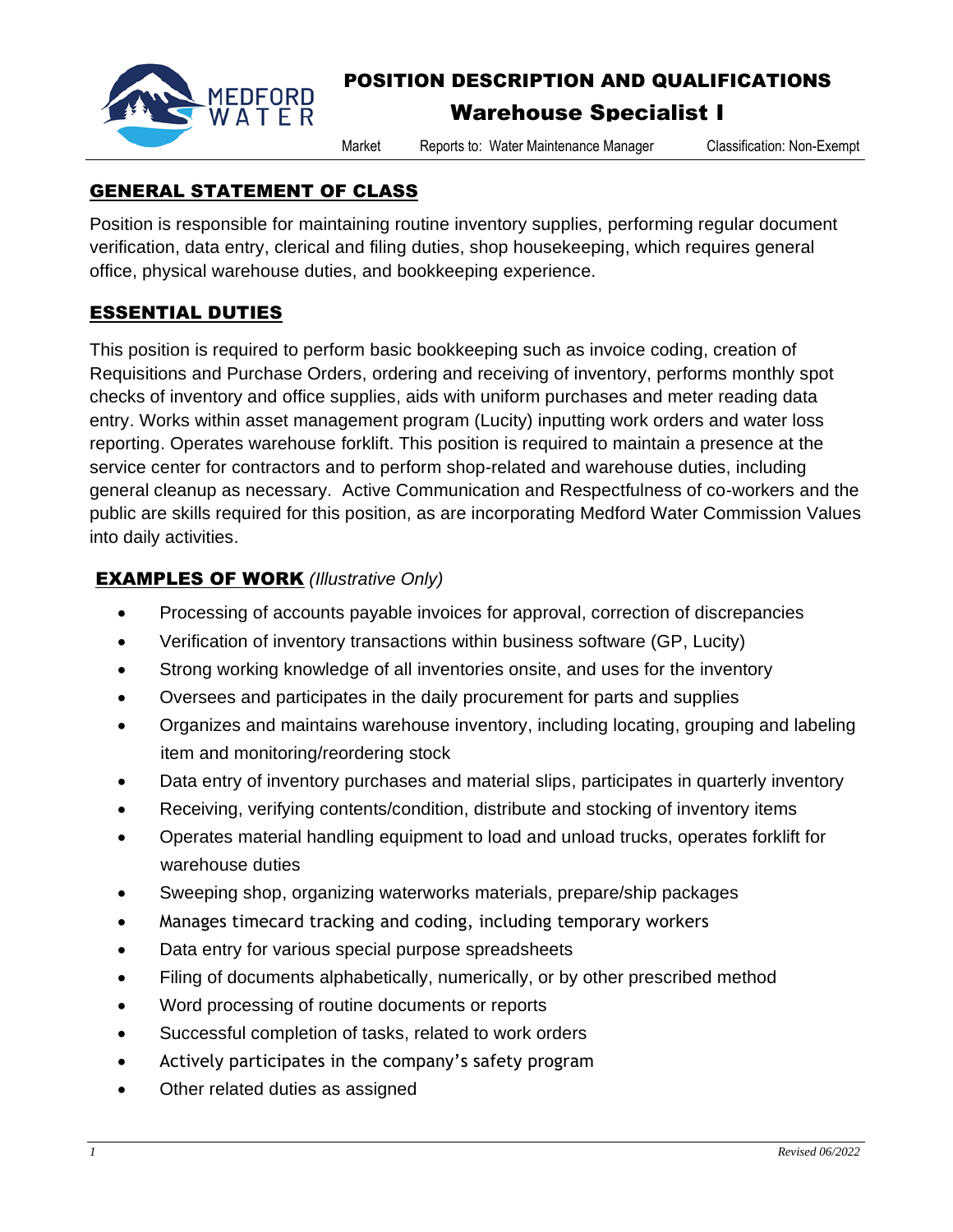MEDFORD WATER

# POSITION DESCRIPTION AND QUALIFICATIONS

## Warehouse Specialist I

Market | Reports to: Water Maintenance Manager | Classification: Non-Exempt

## GENERAL STATEMENT OF CLASS

Position is responsible for maintaining routine inventory supplies, performing regular document verification, data entry, clerical and filing duties, shop housekeeping, which requires general office, physical warehouse duties, and bookkeeping experience.

## ESSENTIAL DUTIES

This position is required to perform basic bookkeeping such as invoice coding, creation of Requisitions and Purchase Orders, ordering and receiving of inventory, performs monthly spot checks of inventory and office supplies, aids with uniform purchases and meter reading data entry. Works within asset management program (Lucity) inputting work orders and water loss reporting. Operates warehouse forklift. This position is required to maintain a presence at the service center for contractors and to perform shop-related and warehouse duties, including general cleanup as necessary. Active Communication and Respectfulness of co-workers and the public are skills required for this position, as are incorporating Medford Water Commission Values into daily activities.

## EXAMPLES OF WORK *(Illustrative Only)*

- Processing of accounts payable invoices for approval, correction of discrepancies
- Verification of inventory transactions within business software (GP, Lucity)
- Strong working knowledge of all inventories onsite, and uses for the inventory
- Oversees and participates in the daily procurement for parts and supplies
- Organizes and maintains warehouse inventory, including locating, grouping and labeling item and monitoring/reordering stock
- Data entry of inventory purchases and material slips, participates in quarterly inventory
- Receiving, verifying contents/condition, distribute and stocking of inventory items
- Operates material handling equipment to load and unload trucks, operates forklift for warehouse duties
- Sweeping shop, organizing waterworks materials, prepare/ship packages
- Manages timecard tracking and coding, including temporary workers
- Data entry for various special purpose spreadsheets
- Filing of documents alphabetically, numerically, or by other prescribed method
- Word processing of routine documents or reports
- Successful completion of tasks, related to work orders
- Actively participates in the company's safety program
- Other related duties as assigned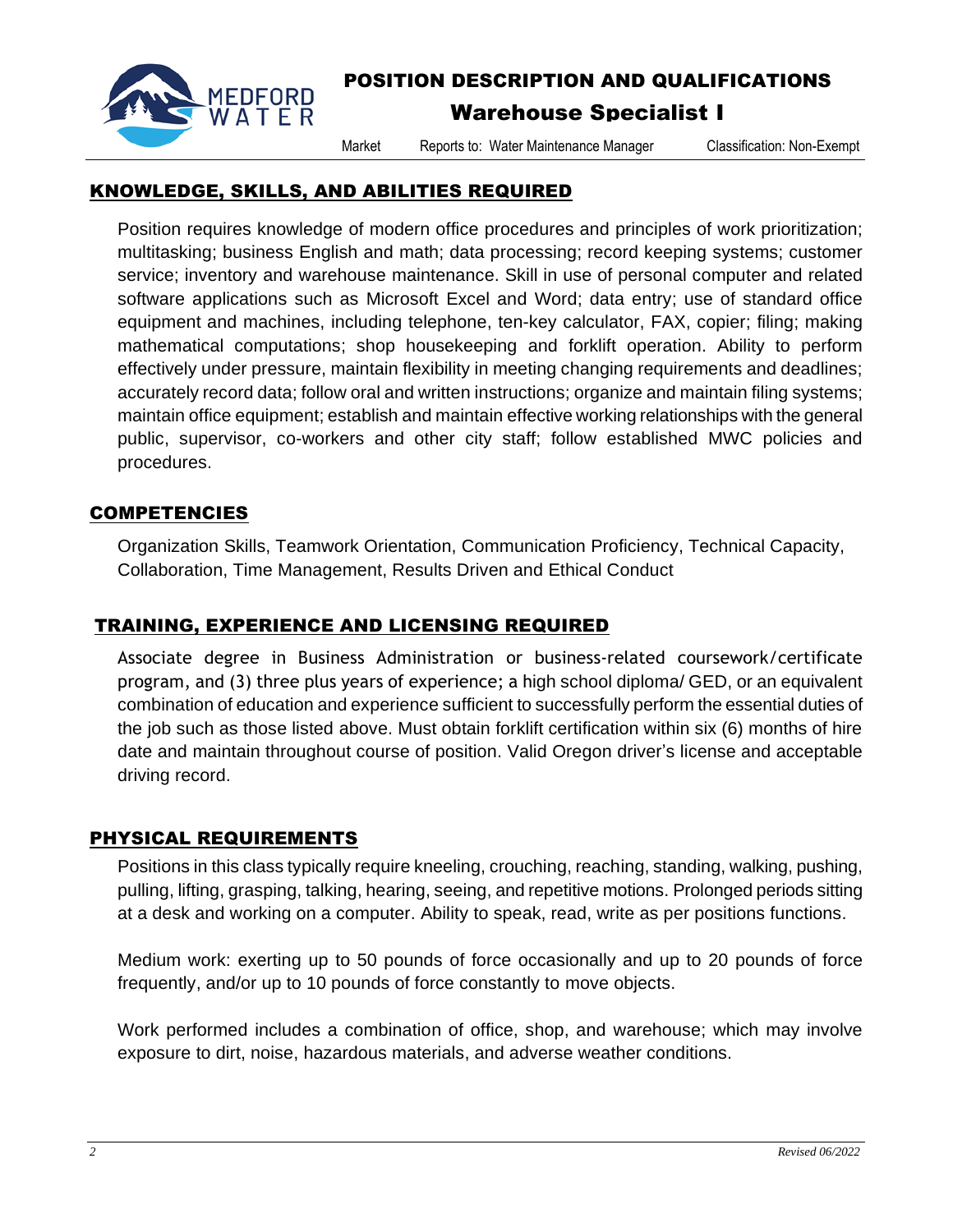# POSITION DESCRIPTION AND QUALIFICATIONS

## Warehouse Specialist I

Market | Reports to: Water Maintenance Manager | Classification: Non-Exempt

## KNOWLEDGE, SKILLS, AND ABILITIES REQUIRED

Position requires knowledge of modern office procedures and principles of work prioritization; multitasking; business English and math; data processing; record keeping systems; customer service; inventory and warehouse maintenance. Skill in use of personal computer and related software applications such as Microsoft Excel and Word; data entry; use of standard office equipment and machines, including telephone, ten-key calculator, FAX, copier; filing; making mathematical computations; shop housekeeping and forklift operation. Ability to perform effectively under pressure, maintain flexibility in meeting changing requirements and deadlines; accurately record data; follow oral and written instructions; organize and maintain filing systems; maintain office equipment; establish and maintain effective working relationships with the general public, supervisor, co-workers and other city staff; follow established MWC policies and procedures.

## COMPETENCIES

Organization Skills, Teamwork Orientation, Communication Proficiency, Technical Capacity, Collaboration, Time Management, Results Driven and Ethical Conduct

## TRAINING, EXPERIENCE AND LICENSING REQUIRED

Associate degree in Business Administration or business-related coursework/certificate program, and (3) three plus years of experience; a high school diploma/ GED, or an equivalent combination of education and experience sufficient to successfully perform the essential duties of the job such as those listed above. Must obtain forklift certification within six (6) months of hire date and maintain throughout course of position. Valid Oregon driver's license and acceptable driving record.

## PHYSICAL REQUIREMENTS

Positions in this class typically require kneeling, crouching, reaching, standing, walking, pushing, pulling, lifting, grasping, talking, hearing, seeing, and repetitive motions. Prolonged periods sitting at a desk and working on a computer. Ability to speak, read, write as per positions functions.

Medium work: exerting up to 50 pounds of force occasionally and up to 20 pounds of force frequently, and/or up to 10 pounds of force constantly to move objects.

Work performed includes a combination of office, shop, and warehouse; which may involve exposure to dirt, noise, hazardous materials, and adverse weather conditions.